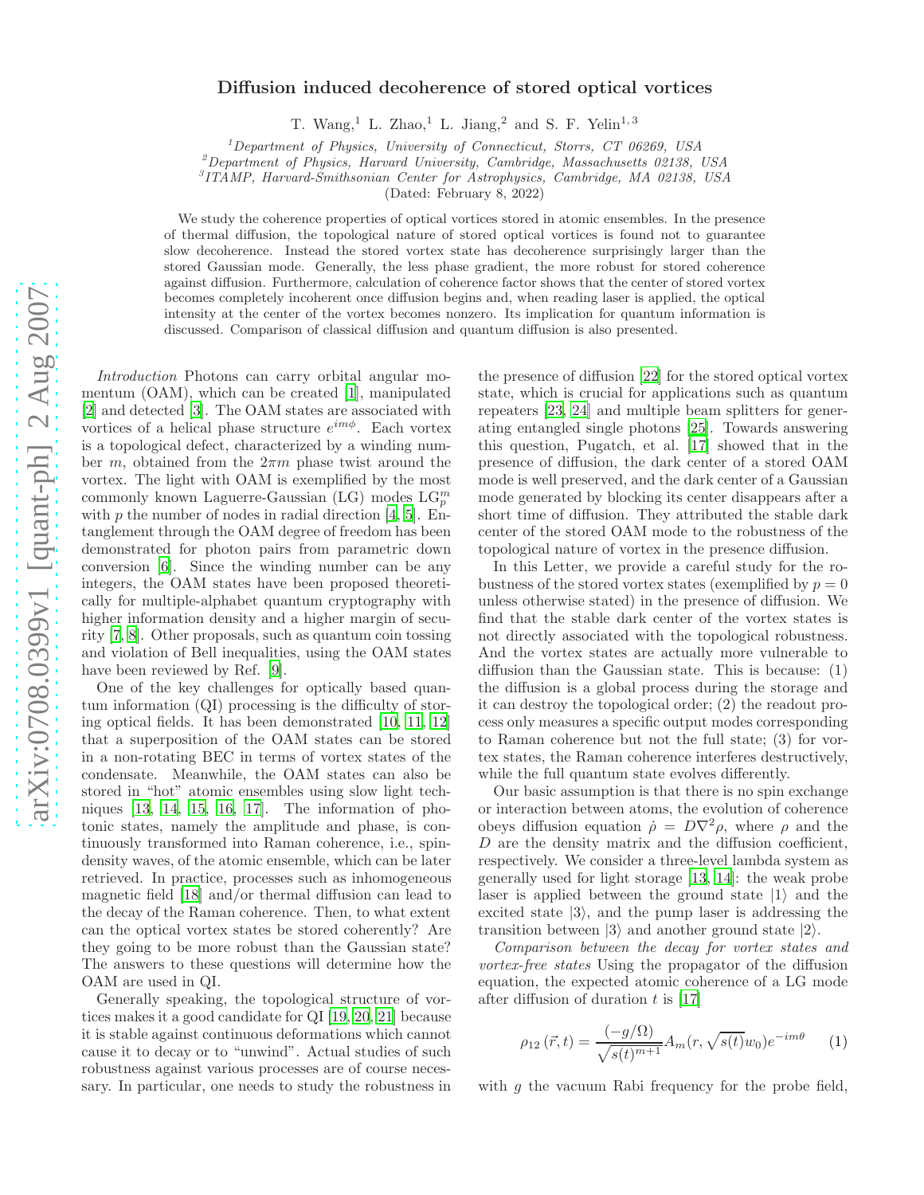# Diffusion induced decoherence of stored optical vortices

T. Wang,[1] L. Zhao,[1] L. Jiang,[2] and S. F. Yelin[1,3]

[1]Department of Physics, University of Connecticut, Storrs, CT 06269, USA
[2]Department of Physics, Harvard University, Cambridge, Massachusetts 02138, USA
[3]ITAMP, Harvard-Smithsonian Center for Astrophysics, Cambridge, MA 02138, USA

(Dated: February 8, 2022)

We study the coherence properties of optical vortices stored in atomic ensembles. In the presence of thermal diffusion, the topological nature of stored optical vortices is found not to guarantee slow decoherence. Instead the stored vortex state has decoherence surprisingly larger than the stored Gaussian mode. Generally, the less phase gradient, the more robust for stored coherence against diffusion. Furthermore, calculation of coherence factor shows that the center of stored vortex becomes completely incoherent once diffusion begins and, when reading laser is applied, the optical intensity at the center of the vortex becomes nonzero. Its implication for quantum information is discussed. Comparison of classical diffusion and quantum diffusion is also presented.

*Introduction* Photons can carry orbital angular momentum (OAM), which can be created [1], manipulated [2] and detected [3]. The OAM states are associated with vortices of a helical phase structure $e^{im\phi}$. Each vortex is a topological defect, characterized by a winding number $m$, obtained from the $2\pi m$ phase twist around the vortex. The light with OAM is exemplified by the most commonly known Laguerre-Gaussian (LG) modes $\mathrm{LG}_p^m$ with $p$ the number of nodes in radial direction [4, 5]. Entanglement through the OAM degree of freedom has been demonstrated for photon pairs from parametric down conversion [6]. Since the winding number can be any integers, the OAM states have been proposed theoretically for multiple-alphabet quantum cryptography with higher information density and a higher margin of security [7, 8]. Other proposals, such as quantum coin tossing and violation of Bell inequalities, using the OAM states have been reviewed by Ref. [9].

One of the key challenges for optically based quantum information (QI) processing is the difficulty of storing optical fields. It has been demonstrated [10, 11, 12] that a superposition of the OAM states can be stored in a non-rotating BEC in terms of vortex states of the condensate. Meanwhile, the OAM states can also be stored in "hot" atomic ensembles using slow light techniques [13, 14, 15, 16, 17]. The information of photonic states, namely the amplitude and phase, is continuously transformed into Raman coherence, i.e., spin-density waves, of the atomic ensemble, which can be later retrieved. In practice, processes such as inhomogeneous magnetic field [18] and/or thermal diffusion can lead to the decay of the Raman coherence. Then, to what extent can the optical vortex states be stored coherently? Are they going to be more robust than the Gaussian state? The answers to these questions will determine how the OAM are used in QI.

Generally speaking, the topological structure of vortices makes it a good candidate for QI [19, 20, 21] because it is stable against continuous deformations which cannot cause it to decay or to "unwind". Actual studies of such robustness against various processes are of course necessary. In particular, one needs to study the robustness in the presence of diffusion [22] for the stored optical vortex state, which is crucial for applications such as quantum repeaters [23, 24] and multiple beam splitters for generating entangled single photons [25]. Towards answering this question, Pugatch, et al. [17] showed that in the presence of diffusion, the dark center of a stored OAM mode is well preserved, and the dark center of a Gaussian mode generated by blocking its center disappears after a short time of diffusion. They attributed the stable dark center of the stored OAM mode to the robustness of the topological nature of vortex in the presence diffusion.

In this Letter, we provide a careful study for the robustness of the stored vortex states (exemplified by $p = 0$ unless otherwise stated) in the presence of diffusion. We find that the stable dark center of the vortex states is not directly associated with the topological robustness. And the vortex states are actually more vulnerable to diffusion than the Gaussian state. This is because: (1) the diffusion is a global process during the storage and it can destroy the topological order; (2) the readout process only measures a specific output modes corresponding to Raman coherence but not the full state; (3) for vortex states, the Raman coherence interferes destructively, while the full quantum state evolves differently.

Our basic assumption is that there is no spin exchange or interaction between atoms, the evolution of coherence obeys diffusion equation $\dot{\rho} = D\nabla^2\rho$, where $\rho$ and the $D$ are the density matrix and the diffusion coefficient, respectively. We consider a three-level lambda system as generally used for light storage [13, 14]: the weak probe laser is applied between the ground state $|1\rangle$ and the excited state $|3\rangle$, and the pump laser is addressing the transition between $|3\rangle$ and another ground state $|2\rangle$.

*Comparison between the decay for vortex states and vortex-free states* Using the propagator of the diffusion equation, the expected atomic coherence of a LG mode after diffusion of duration $t$ is [17]

$$\rho_{12}(\vec{r}, t) = \frac{(-g/\Omega)}{\sqrt{s(t)^{m+1}}} A_m(r, \sqrt{s(t)}w_0) e^{-im\theta} \qquad (1)$$

with $g$ the vacuum Rabi frequency for the probe field,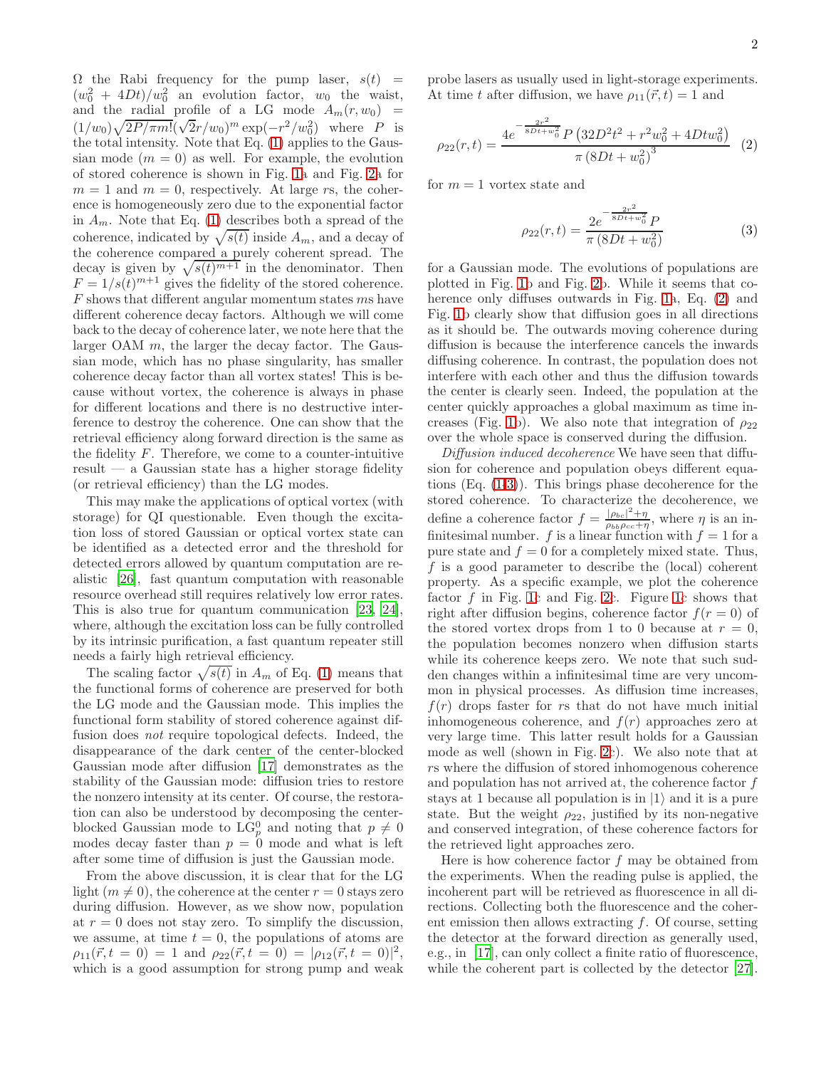$\Omega$ the Rabi frequency for the pump laser, $s(t) = (w_0^2 + 4Dt)/w_0^2$ an evolution factor, $w_0$ the waist, and the radial profile of a LG mode $A_m(r, w_0) = (1/w_0)\sqrt{2P/\pi m!}(\sqrt{2}r/w_0)^m \exp(-r^2/w_0^2)$ where $P$ is the total intensity. Note that Eq. (1) applies to the Gaussian mode ($m = 0$) as well. For example, the evolution of stored coherence is shown in Fig. 1a and Fig. 2a for $m = 1$ and $m = 0$, respectively. At large $r$s, the coherence is homogeneously zero due to the exponential factor in $A_m$. Note that Eq. (1) describes both a spread of the coherence, indicated by $\sqrt{s(t)}$ inside $A_m$, and a decay of the coherence compared a purely coherent spread. The decay is given by $\sqrt{s(t)^{m+1}}$ in the denominator. Then $F = 1/s(t)^{m+1}$ gives the fidelity of the stored coherence. $F$ shows that different angular momentum states $m$s have different coherence decay factors. Although we will come back to the decay of coherence later, we note here that the larger OAM $m$, the larger the decay factor. The Gaussian mode, which has no phase singularity, has smaller coherence decay factor than all vortex states! This is because without vortex, the coherence is always in phase for different locations and there is no destructive interference to destroy the coherence. One can show that the retrieval efficiency along forward direction is the same as the fidelity $F$. Therefore, we come to a counter-intuitive result — a Gaussian state has a higher storage fidelity (or retrieval efficiency) than the LG modes.

This may make the applications of optical vortex (with storage) for QI questionable. Even though the excitation loss of stored Gaussian or optical vortex state can be identified as a detected error and the threshold for detected errors allowed by quantum computation are realistic [26], fast quantum computation with reasonable resource overhead still requires relatively low error rates. This is also true for quantum communication [23, 24], where, although the excitation loss can be fully controlled by its intrinsic purification, a fast quantum repeater still needs a fairly high retrieval efficiency.

The scaling factor $\sqrt{s(t)}$ in $A_m$ of Eq. (1) means that the functional forms of coherence are preserved for both the LG mode and the Gaussian mode. This implies the functional form stability of stored coherence against diffusion does *not* require topological defects. Indeed, the disappearance of the dark center of the center-blocked Gaussian mode after diffusion [17] demonstrates as the stability of the Gaussian mode: diffusion tries to restore the nonzero intensity at its center. Of course, the restoration can also be understood by decomposing the center-blocked Gaussian mode to $\mathrm{LG}_p^0$ and noting that $p \neq 0$ modes decay faster than $p = 0$ mode and what is left after some time of diffusion is just the Gaussian mode.

From the above discussion, it is clear that for the LG light ($m \neq 0$), the coherence at the center $r = 0$ stays zero during diffusion. However, as we show now, population at $r = 0$ does not stay zero. To simplify the discussion, we assume, at time $t = 0$, the populations of atoms are $\rho_{11}(\vec{r}, t = 0) = 1$ and $\rho_{22}(\vec{r}, t = 0) = |\rho_{12}(\vec{r}, t = 0)|^2$, which is a good assumption for strong pump and weak probe lasers as usually used in light-storage experiments. At time $t$ after diffusion, we have $\rho_{11}(\vec{r}, t) = 1$ and

$$\rho_{22}(r,t) = \frac{4e^{-\frac{2r^2}{8Dt+w_0^2}} P \left(32D^2t^2 + r^2w_0^2 + 4Dtw_0^2\right)}{\pi \left(8Dt + w_0^2\right)^3} \quad (2)$$

for $m = 1$ vortex state and

$$\rho_{22}(r,t) = \frac{2e^{-\frac{2r^2}{8Dt+w_0^2}} P}{\pi \left(8Dt + w_0^2\right)} \quad (3)$$

for a Gaussian mode. The evolutions of populations are plotted in Fig. 1b and Fig. 2b. While it seems that coherence only diffuses outwards in Fig. 1a, Eq. (2) and Fig. 1b clearly show that diffusion goes in all directions as it should be. The outwards moving coherence during diffusion is because the interference cancels the inwards diffusing coherence. In contrast, the population does not interfere with each other and thus the diffusion towards the center is clearly seen. Indeed, the population at the center quickly approaches a global maximum as time increases (Fig. 1b). We also note that integration of $\rho_{22}$ over the whole space is conserved during the diffusion.

*Diffusion induced decoherence* We have seen that diffusion for coherence and population obeys different equations (Eq. (1-3)). This brings phase decoherence for the stored coherence. To characterize the decoherence, we define a coherence factor $f = \frac{|\rho_{bc}|^2+\eta}{\rho_{bb}\rho_{cc}+\eta}$, where $\eta$ is an infinitesimal number. $f$ is a linear function with $f = 1$ for a pure state and $f = 0$ for a completely mixed state. Thus, $f$ is a good parameter to describe the (local) coherent property. As a specific example, we plot the coherence factor $f$ in Fig. 1c and Fig. 2c. Figure 1c shows that right after diffusion begins, coherence factor $f(r = 0)$ of the stored vortex drops from 1 to 0 because at $r = 0$, the population becomes nonzero when diffusion starts while its coherence keeps zero. We note that such sudden changes within a infinitesimal time are very uncommon in physical processes. As diffusion time increases, $f(r)$ drops faster for $r$s that do not have much initial inhomogeneous coherence, and $f(r)$ approaches zero at very large time. This latter result holds for a Gaussian mode as well (shown in Fig. 2c). We also note that at $r$s where the diffusion of stored inhomogenous coherence and population has not arrived at, the coherence factor $f$ stays at 1 because all population is in $|1\rangle$ and it is a pure state. But the weight $\rho_{22}$, justified by its non-negative and conserved integration, of these coherence factors for the retrieved light approaches zero.

Here is how coherence factor $f$ may be obtained from the experiments. When the reading pulse is applied, the incoherent part will be retrieved as fluorescence in all directions. Collecting both the fluorescence and the coherent emission then allows extracting $f$. Of course, setting the detector at the forward direction as generally used, e.g., in [17], can only collect a finite ratio of fluorescence, while the coherent part is collected by the detector [27].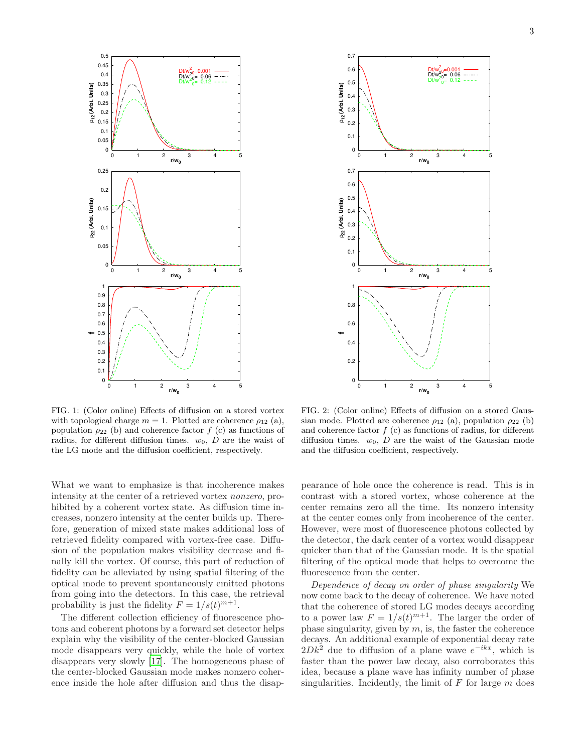FIG. 1: (Color online) Effects of diffusion on a stored vortex with topological charge $m = 1$. Plotted are coherence $\rho_{12}$ (a), population $\rho_{22}$ (b) and coherence factor $f$ (c) as functions of radius, for different diffusion times. $w_0$, $D$ are the waist of the LG mode and the diffusion coefficient, respectively.

FIG. 2: (Color online) Effects of diffusion on a stored Gaussian mode. Plotted are coherence $\rho_{12}$ (a), population $\rho_{22}$ (b) and coherence factor $f$ (c) as functions of radius, for different diffusion times. $w_0$, $D$ are the waist of the Gaussian mode and the diffusion coefficient, respectively.

What we want to emphasize is that incoherence makes intensity at the center of a retrieved vortex *nonzero*, prohibited by a coherent vortex state. As diffusion time increases, nonzero intensity at the center builds up. Therefore, generation of mixed state makes additional loss of retrieved fidelity compared with vortex-free case. Diffusion of the population makes visibility decrease and finally kill the vortex. Of course, this part of reduction of fidelity can be alleviated by using spatial filtering of the optical mode to prevent spontaneously emitted photons from going into the detectors. In this case, the retrieval probability is just the fidelity $F = 1/s(t)^{m+1}$.

The different collection efficiency of fluorescence photons and coherent photons by a forward set detector helps explain why the visibility of the center-blocked Gaussian mode disappears very quickly, while the hole of vortex disappears very slowly [17]. The homogeneous phase of the center-blocked Gaussian mode makes nonzero coherence inside the hole after diffusion and thus the disappearance of hole once the coherence is read. This is in contrast with a stored vortex, whose coherence at the center remains zero all the time. Its nonzero intensity at the center comes only from incoherence of the center. However, were most of fluorescence photons collected by the detector, the dark center of a vortex would disappear quicker than that of the Gaussian mode. It is the spatial filtering of the optical mode that helps to overcome the fluorescence from the center.

*Dependence of decay on order of phase singularity* We now come back to the decay of coherence. We have noted that the coherence of stored LG modes decays according to a power law $F = 1/s(t)^{m+1}$. The larger the order of phase singularity, given by $m$, is, the faster the coherence decays. An additional example of exponential decay rate $2Dk^2$ due to diffusion of a plane wave $e^{-ikx}$, which is faster than the power law decay, also corroborates this idea, because a plane wave has infinity number of phase singularities. Incidently, the limit of $F$ for large $m$ does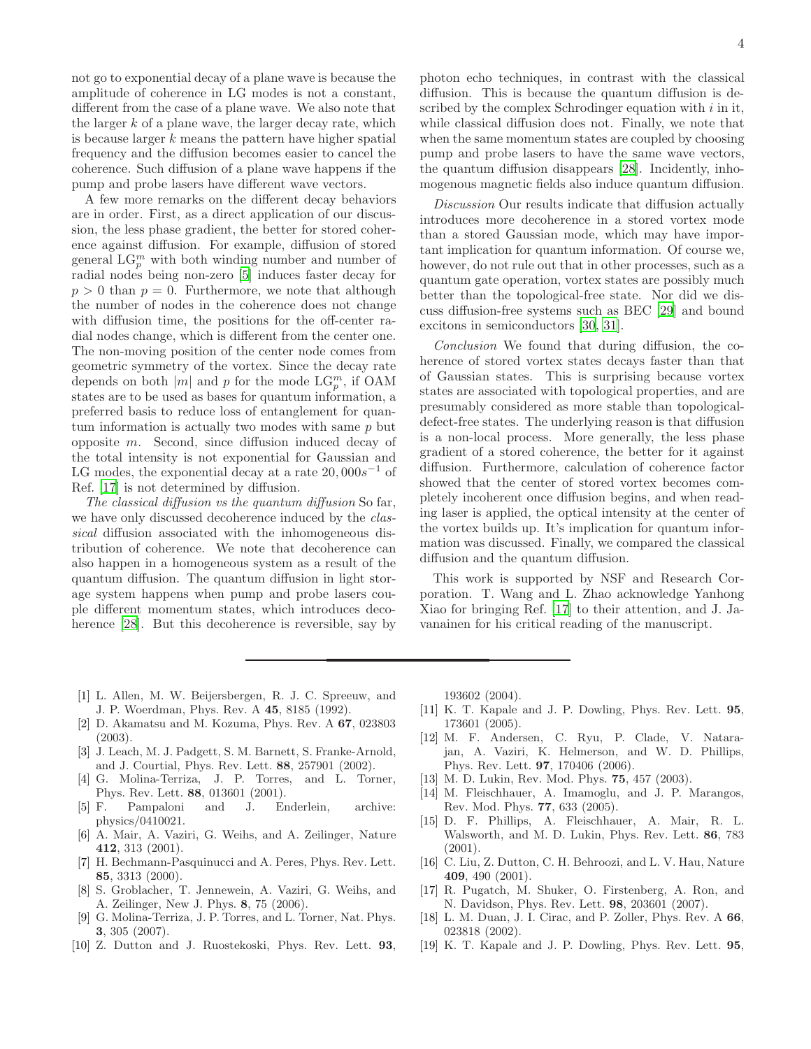not go to exponential decay of a plane wave is because the amplitude of coherence in LG modes is not a constant, different from the case of a plane wave. We also note that the larger $k$ of a plane wave, the larger decay rate, which is because larger $k$ means the pattern have higher spatial frequency and the diffusion becomes easier to cancel the coherence. Such diffusion of a plane wave happens if the pump and probe lasers have different wave vectors.

A few more remarks on the different decay behaviors are in order. First, as a direct application of our discussion, the less phase gradient, the better for stored coherence against diffusion. For example, diffusion of stored general $\mathrm{LG}_p^m$ with both winding number and number of radial nodes being non-zero [5] induces faster decay for $p > 0$ than $p = 0$. Furthermore, we note that although the number of nodes in the coherence does not change with diffusion time, the positions for the off-center radial nodes change, which is different from the center one. The non-moving position of the center node comes from geometric symmetry of the vortex. Since the decay rate depends on both $|m|$ and $p$ for the mode $\mathrm{LG}_p^m$, if OAM states are to be used as bases for quantum information, a preferred basis to reduce loss of entanglement for quantum information is actually two modes with same $p$ but opposite $m$. Second, since diffusion induced decay of the total intensity is not exponential for Gaussian and LG modes, the exponential decay at a rate $20,000s^{-1}$ of Ref. [17] is not determined by diffusion.

*The classical diffusion vs the quantum diffusion* So far, we have only discussed decoherence induced by the *classical* diffusion associated with the inhomogeneous distribution of coherence. We note that decoherence can also happen in a homogeneous system as a result of the quantum diffusion. The quantum diffusion in light storage system happens when pump and probe lasers couple different momentum states, which introduces decoherence [28]. But this decoherence is reversible, say by photon echo techniques, in contrast with the classical diffusion. This is because the quantum diffusion is described by the complex Schrodinger equation with $i$ in it, while classical diffusion does not. Finally, we note that when the same momentum states are coupled by choosing pump and probe lasers to have the same wave vectors, the quantum diffusion disappears [28]. Incidently, inhomogenous magnetic fields also induce quantum diffusion.

*Discussion* Our results indicate that diffusion actually introduces more decoherence in a stored vortex mode than a stored Gaussian mode, which may have important implication for quantum information. Of course we, however, do not rule out that in other processes, such as a quantum gate operation, vortex states are possibly much better than the topological-free state. Nor did we discuss diffusion-free systems such as BEC [29] and bound excitons in semiconductors [30, 31].

*Conclusion* We found that during diffusion, the coherence of stored vortex states decays faster than that of Gaussian states. This is surprising because vortex states are associated with topological properties, and are presumably considered as more stable than topological-defect-free states. The underlying reason is that diffusion is a non-local process. More generally, the less phase gradient of a stored coherence, the better for it against diffusion. Furthermore, calculation of coherence factor showed that the center of stored vortex becomes completely incoherent once diffusion begins, and when reading laser is applied, the optical intensity at the center of the vortex builds up. It's implication for quantum information was discussed. Finally, we compared the classical diffusion and the quantum diffusion.

This work is supported by NSF and Research Corporation. T. Wang and L. Zhao acknowledge Yanhong Xiao for bringing Ref. [17] to their attention, and J. Javanainen for his critical reading of the manuscript.

---

[1] L. Allen, M. W. Beijersbergen, R. J. C. Spreeuw, and J. P. Woerdman, Phys. Rev. A **45**, 8185 (1992).

[2] D. Akamatsu and M. Kozuma, Phys. Rev. A **67**, 023803 (2003).

[3] J. Leach, M. J. Padgett, S. M. Barnett, S. Franke-Arnold, and J. Courtial, Phys. Rev. Lett. **88**, 257901 (2002).

[4] G. Molina-Terriza, J. P. Torres, and L. Torner, Phys. Rev. Lett. **88**, 013601 (2001).

[5] F. Pampaloni and J. Enderlein, archive: physics/0410021.

[6] A. Mair, A. Vaziri, G. Weihs, and A. Zeilinger, Nature **412**, 313 (2001).

[7] H. Bechmann-Pasquinucci and A. Peres, Phys. Rev. Lett. **85**, 3313 (2000).

[8] S. Groblacher, T. Jennewein, A. Vaziri, G. Weihs, and A. Zeilinger, New J. Phys. **8**, 75 (2006).

[9] G. Molina-Terriza, J. P. Torres, and L. Torner, Nat. Phys. **3**, 305 (2007).

[10] Z. Dutton and J. Ruostekoski, Phys. Rev. Lett. **93**, 193602 (2004).

[11] K. T. Kapale and J. P. Dowling, Phys. Rev. Lett. **95**, 173601 (2005).

[12] M. F. Andersen, C. Ryu, P. Clade, V. Natarajan, A. Vaziri, K. Helmerson, and W. D. Phillips, Phys. Rev. Lett. **97**, 170406 (2006).

[13] M. D. Lukin, Rev. Mod. Phys. **75**, 457 (2003).

[14] M. Fleischhauer, A. Imamoglu, and J. P. Marangos, Rev. Mod. Phys. **77**, 633 (2005).

[15] D. F. Phillips, A. Fleischhauer, A. Mair, R. L. Walsworth, and M. D. Lukin, Phys. Rev. Lett. **86**, 783 (2001).

[16] C. Liu, Z. Dutton, C. H. Behroozi, and L. V. Hau, Nature **409**, 490 (2001).

[17] R. Pugatch, M. Shuker, O. Firstenberg, A. Ron, and N. Davidson, Phys. Rev. Lett. **98**, 203601 (2007).

[18] L. M. Duan, J. I. Cirac, and P. Zoller, Phys. Rev. A **66**, 023818 (2002).

[19] K. T. Kapale and J. P. Dowling, Phys. Rev. Lett. **95**,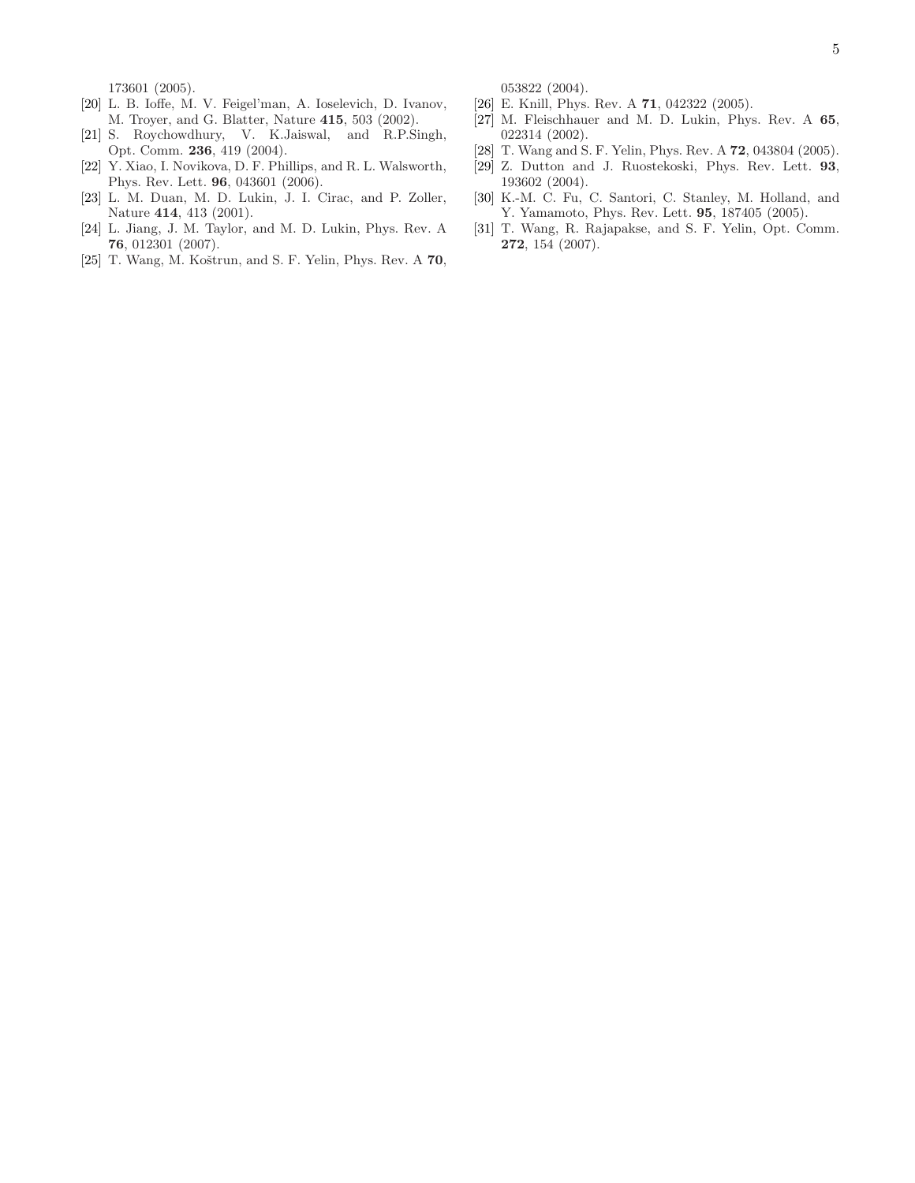173601 (2005).

[20] L. B. Ioffe, M. V. Feigel'man, A. Ioselevich, D. Ivanov, M. Troyer, and G. Blatter, Nature **415**, 503 (2002).

[21] S. Roychowdhury, V. K.Jaiswal, and R.P.Singh, Opt. Comm. **236**, 419 (2004).

[22] Y. Xiao, I. Novikova, D. F. Phillips, and R. L. Walsworth, Phys. Rev. Lett. **96**, 043601 (2006).

[23] L. M. Duan, M. D. Lukin, J. I. Cirac, and P. Zoller, Nature **414**, 413 (2001).

[24] L. Jiang, J. M. Taylor, and M. D. Lukin, Phys. Rev. A **76**, 012301 (2007).

[25] T. Wang, M. Koštrun, and S. F. Yelin, Phys. Rev. A **70**, 053822 (2004).

[26] E. Knill, Phys. Rev. A **71**, 042322 (2005).

[27] M. Fleischhauer and M. D. Lukin, Phys. Rev. A **65**, 022314 (2002).

[28] T. Wang and S. F. Yelin, Phys. Rev. A **72**, 043804 (2005).

[29] Z. Dutton and J. Ruostekoski, Phys. Rev. Lett. **93**, 193602 (2004).

[30] K.-M. C. Fu, C. Santori, C. Stanley, M. Holland, and Y. Yamamoto, Phys. Rev. Lett. **95**, 187405 (2005).

[31] T. Wang, R. Rajapakse, and S. F. Yelin, Opt. Comm. **272**, 154 (2007).